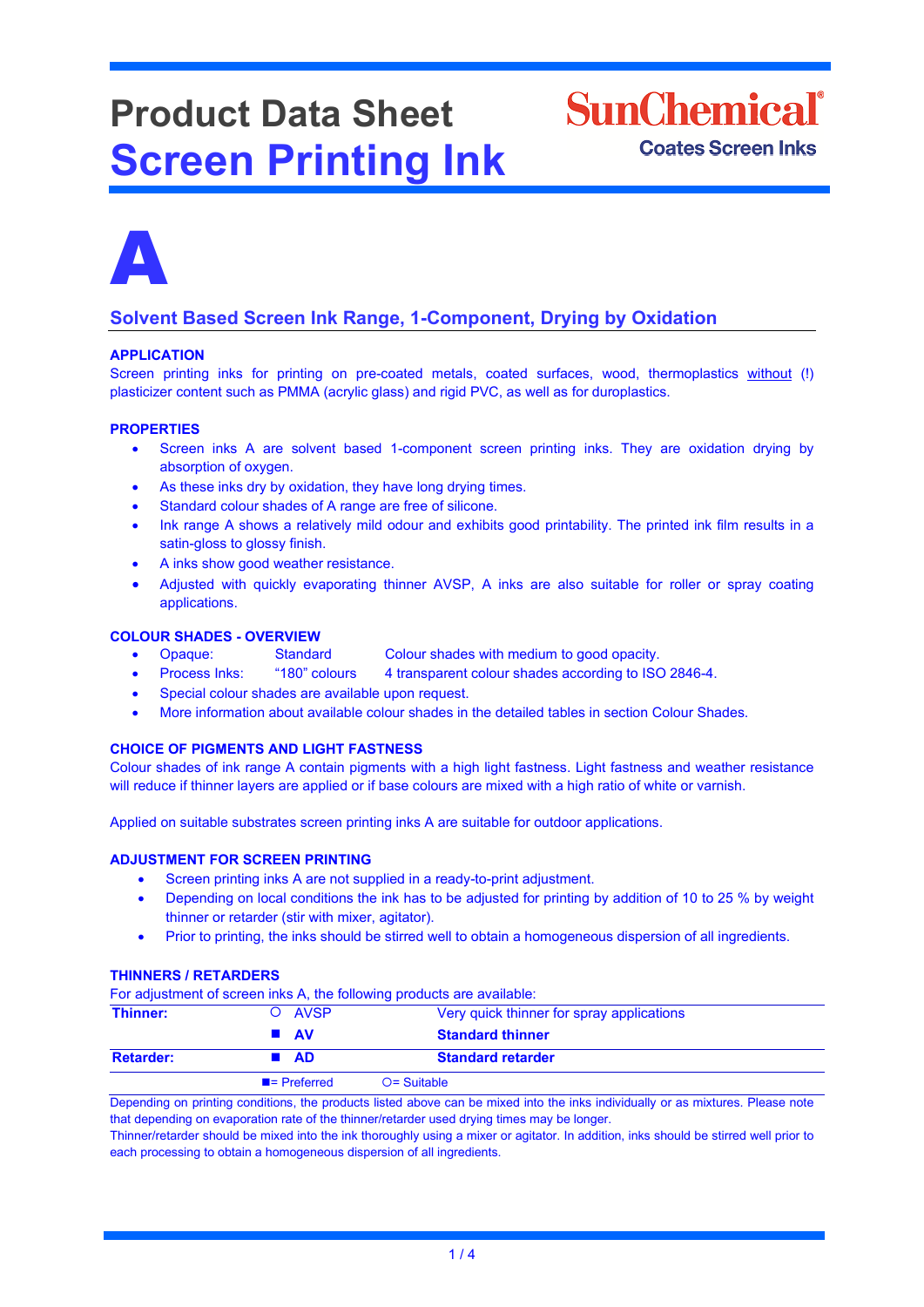# Product Data Sheet
# Screen Printing Ink

SunChemical
Coates Screen Inks

# A

## Solvent Based Screen Ink Range, 1-Component, Drying by Oxidation

### APPLICATION

Screen printing inks for printing on pre-coated metals, coated surfaces, wood, thermoplastics without (!) plasticizer content such as PMMA (acrylic glass) and rigid PVC, as well as for duroplastics.

### PROPERTIES

- Screen inks A are solvent based 1-component screen printing inks. They are oxidation drying by absorption of oxygen.
- As these inks dry by oxidation, they have long drying times.
- Standard colour shades of A range are free of silicone.
- Ink range A shows a relatively mild odour and exhibits good printability. The printed ink film results in a satin-gloss to glossy finish.
- A inks show good weather resistance.
- Adjusted with quickly evaporating thinner AVSP, A inks are also suitable for roller or spray coating applications.

### COLOUR SHADES - OVERVIEW

- Opaque: Standard Colour shades with medium to good opacity.
- Process Inks: "180" colours 4 transparent colour shades according to ISO 2846-4.
- Special colour shades are available upon request.
- More information about available colour shades in the detailed tables in section Colour Shades.

### CHOICE OF PIGMENTS AND LIGHT FASTNESS

Colour shades of ink range A contain pigments with a high light fastness. Light fastness and weather resistance will reduce if thinner layers are applied or if base colours are mixed with a high ratio of white or varnish.

Applied on suitable substrates screen printing inks A are suitable for outdoor applications.

### ADJUSTMENT FOR SCREEN PRINTING

- Screen printing inks A are not supplied in a ready-to-print adjustment.
- Depending on local conditions the ink has to be adjusted for printing by addition of 10 to 25 % by weight thinner or retarder (stir with mixer, agitator).
- Prior to printing, the inks should be stirred well to obtain a homogeneous dispersion of all ingredients.

### THINNERS / RETARDERS

For adjustment of screen inks A, the following products are available:

| | | |
|---|---|---|
| **Thinner:** | ○ AVSP | Very quick thinner for spray applications |
| | ■ **AV** | **Standard thinner** |
| **Retarder:** | ■ **AD** | **Standard retarder** |

■= Preferred ○= Suitable

Depending on printing conditions, the products listed above can be mixed into the inks individually or as mixtures. Please note that depending on evaporation rate of the thinner/retarder used drying times may be longer.
Thinner/retarder should be mixed into the ink thoroughly using a mixer or agitator. In addition, inks should be stirred well prior to each processing to obtain a homogeneous dispersion of all ingredients.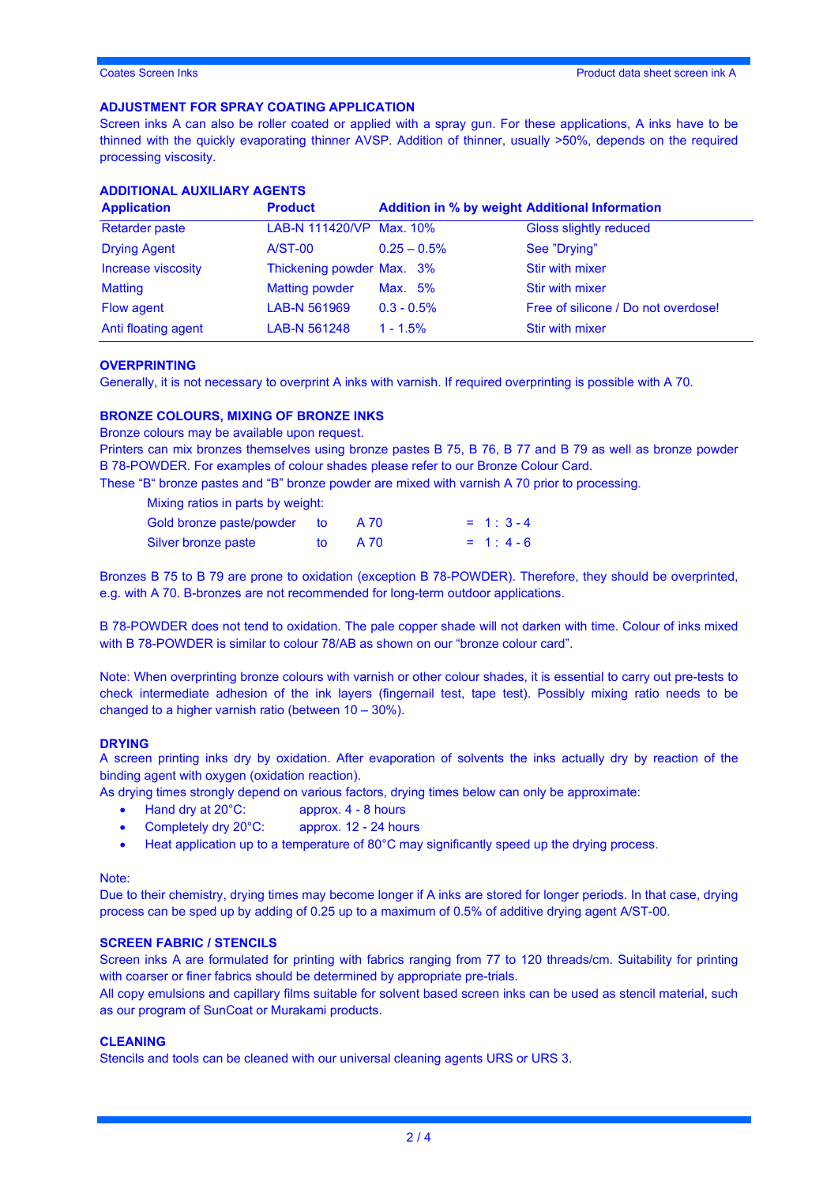## ADJUSTMENT FOR SPRAY COATING APPLICATION

Screen inks A can also be roller coated or applied with a spray gun. For these applications, A inks have to be thinned with the quickly evaporating thinner AVSP. Addition of thinner, usually >50%, depends on the required processing viscosity.

## ADDITIONAL AUXILIARY AGENTS

| Application | Product | Addition in % by weight | Additional Information |
|---|---|---|---|
| Retarder paste | LAB-N 111420/VP | Max. 10% | Gloss slightly reduced |
| Drying Agent | A/ST-00 | 0.25 – 0.5% | See "Drying" |
| Increase viscosity | Thickening powder | Max. 3% | Stir with mixer |
| Matting | Matting powder | Max. 5% | Stir with mixer |
| Flow agent | LAB-N 561969 | 0.3 - 0.5% | Free of silicone / Do not overdose! |
| Anti floating agent | LAB-N 561248 | 1 - 1.5% | Stir with mixer |

## OVERPRINTING

Generally, it is not necessary to overprint A inks with varnish. If required overprinting is possible with A 70.

## BRONZE COLOURS, MIXING OF BRONZE INKS

Bronze colours may be available upon request.

Printers can mix bronzes themselves using bronze pastes B 75, B 76, B 77 and B 79 as well as bronze powder B 78-POWDER. For examples of colour shades please refer to our Bronze Colour Card.

These "B" bronze pastes and "B" bronze powder are mixed with varnish A 70 prior to processing.

Mixing ratios in parts by weight:

| | | | |
|---|---|---|---|
| Gold bronze paste/powder | to | A 70 | = 1 : 3 - 4 |
| Silver bronze paste | to | A 70 | = 1 : 4 - 6 |

Bronzes B 75 to B 79 are prone to oxidation (exception B 78-POWDER). Therefore, they should be overprinted, e.g. with A 70. B-bronzes are not recommended for long-term outdoor applications.

B 78-POWDER does not tend to oxidation. The pale copper shade will not darken with time. Colour of inks mixed with B 78-POWDER is similar to colour 78/AB as shown on our "bronze colour card".

Note: When overprinting bronze colours with varnish or other colour shades, it is essential to carry out pre-tests to check intermediate adhesion of the ink layers (fingernail test, tape test). Possibly mixing ratio needs to be changed to a higher varnish ratio (between 10 – 30%).

## DRYING

A screen printing inks dry by oxidation. After evaporation of solvents the inks actually dry by reaction of the binding agent with oxygen (oxidation reaction).

As drying times strongly depend on various factors, drying times below can only be approximate:

- Hand dry at 20°C: approx. 4 - 8 hours
- Completely dry 20°C: approx. 12 - 24 hours
- Heat application up to a temperature of 80°C may significantly speed up the drying process.

Note:

Due to their chemistry, drying times may become longer if A inks are stored for longer periods. In that case, drying process can be sped up by adding of 0.25 up to a maximum of 0.5% of additive drying agent A/ST-00.

## SCREEN FABRIC / STENCILS

Screen inks A are formulated for printing with fabrics ranging from 77 to 120 threads/cm. Suitability for printing with coarser or finer fabrics should be determined by appropriate pre-trials.

All copy emulsions and capillary films suitable for solvent based screen inks can be used as stencil material, such as our program of SunCoat or Murakami products.

## CLEANING

Stencils and tools can be cleaned with our universal cleaning agents URS or URS 3.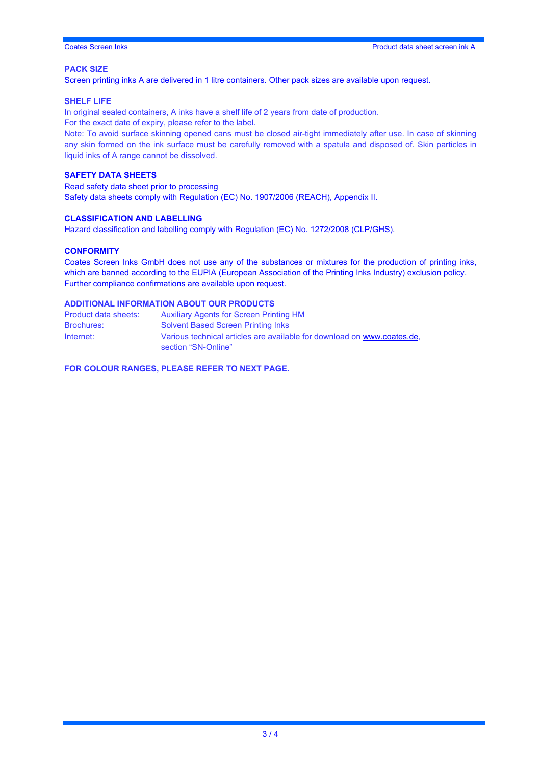## PACK SIZE

Screen printing inks A are delivered in 1 litre containers. Other pack sizes are available upon request.

## SHELF LIFE

In original sealed containers, A inks have a shelf life of 2 years from date of production.
For the exact date of expiry, please refer to the label.
Note: To avoid surface skinning opened cans must be closed air-tight immediately after use. In case of skinning any skin formed on the ink surface must be carefully removed with a spatula and disposed of. Skin particles in liquid inks of A range cannot be dissolved.

## SAFETY DATA SHEETS

Read safety data sheet prior to processing
Safety data sheets comply with Regulation (EC) No. 1907/2006 (REACH), Appendix II.

## CLASSIFICATION AND LABELLING

Hazard classification and labelling comply with Regulation (EC) No. 1272/2008 (CLP/GHS).

## CONFORMITY

Coates Screen Inks GmbH does not use any of the substances or mixtures for the production of printing inks, which are banned according to the EUPIA (European Association of the Printing Inks Industry) exclusion policy.
Further compliance confirmations are available upon request.

## ADDITIONAL INFORMATION ABOUT OUR PRODUCTS

| | |
|---|---|
| Product data sheets: | Auxiliary Agents for Screen Printing HM |
| Brochures: | Solvent Based Screen Printing Inks |
| Internet: | Various technical articles are available for download on www.coates.de, section “SN-Online” |

**FOR COLOUR RANGES, PLEASE REFER TO NEXT PAGE.**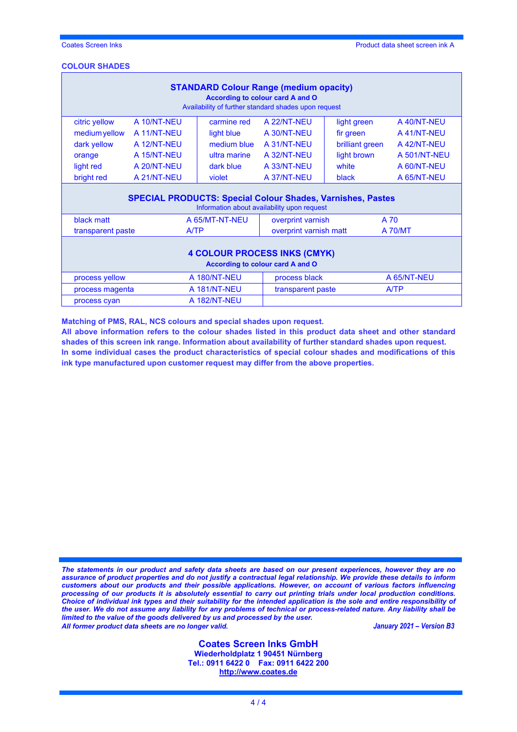## COLOUR SHADES

| | | | | | |
|---|---|---|---|---|---|
| **STANDARD Colour Range (medium opacity)**<br>**According to colour card A and O**<br>Availability of further standard shades upon request | | | | | |
| citric yellow | A 10/NT-NEU | carmine red | A 22/NT-NEU | light green | A 40/NT-NEU |
| medium yellow | A 11/NT-NEU | light blue | A 30/NT-NEU | fir green | A 41/NT-NEU |
| dark yellow | A 12/NT-NEU | medium blue | A 31/NT-NEU | brilliant green | A 42/NT-NEU |
| orange | A 15/NT-NEU | ultra marine | A 32/NT-NEU | light brown | A 501/NT-NEU |
| light red | A 20/NT-NEU | dark blue | A 33/NT-NEU | white | A 60/NT-NEU |
| bright red | A 21/NT-NEU | violet | A 37/NT-NEU | black | A 65/NT-NEU |

| | | | |
|---|---|---|---|
| **SPECIAL PRODUCTS: Special Colour Shades, Varnishes, Pastes**<br>Information about availability upon request | | | |
| black matt | A 65/MT-NT-NEU | overprint varnish | A 70 |
| transparent paste | A/TP | overprint varnish matt | A 70/MT |

| | | | |
|---|---|---|---|
| **4 COLOUR PROCESS INKS (CMYK)**<br>**According to colour card A and O** | | | |
| process yellow | A 180/NT-NEU | process black | A 65/NT-NEU |
| process magenta | A 181/NT-NEU | transparent paste | A/TP |
| process cyan | A 182/NT-NEU | | |

**Matching of PMS, RAL, NCS colours and special shades upon request.**
**All above information refers to the colour shades listed in this product data sheet and other standard shades of this screen ink range. Information about availability of further standard shades upon request.**
**In some individual cases the product characteristics of special colour shades and modifications of this ink type manufactured upon customer request may differ from the above properties.**

***The statements in our product and safety data sheets are based on our present experiences, however they are no assurance of product properties and do not justify a contractual legal relationship. We provide these details to inform customers about our products and their possible applications. However, on account of various factors influencing processing of our products it is absolutely essential to carry out printing trials under local production conditions. Choice of individual ink types and their suitability for the intended application is the sole and entire responsibility of the user. We do not assume any liability for any problems of technical or process-related nature. Any liability shall be limited to the value of the goods delivered by us and processed by the user.***
***All former product data sheets are no longer valid.*** ***January 2021 – Version B3***

**Coates Screen Inks GmbH**
**Wiederholdplatz 1 90451 Nürnberg**
**Tel.: 0911 6422 0 Fax: 0911 6422 200**
**http://www.coates.de**